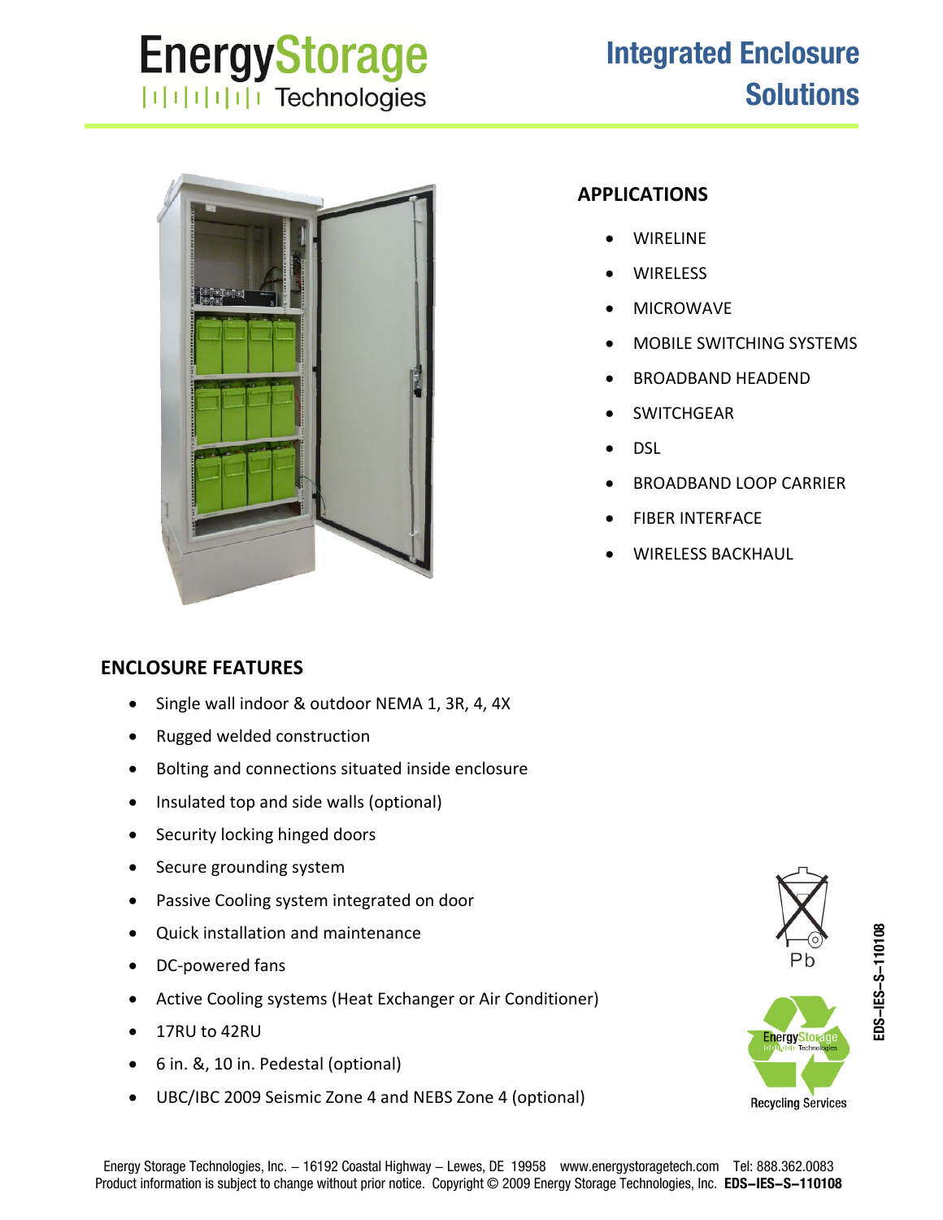# Energy Storage Technologies

## Integrated Enclosure Solutions

### APPLICATIONS

- WIRELINE
- WIRELESS
- MICROWAVE
- MOBILE SWITCHING SYSTEMS
- BROADBAND HEADEND
- SWITCHGEAR
- DSL
- BROADBAND LOOP CARRIER
- FIBER INTERFACE
- WIRELESS BACKHAUL

### ENCLOSURE FEATURES

- Single wall indoor & outdoor NEMA 1, 3R, 4, 4X
- Rugged welded construction
- Bolting and connections situated inside enclosure
- Insulated top and side walls (optional)
- Security locking hinged doors
- Secure grounding system
- Passive Cooling system integrated on door
- Quick installation and maintenance
- DC-powered fans
- Active Cooling systems (Heat Exchanger or Air Conditioner)
- 17RU to 42RU
- 6 in. &, 10 in. Pedestal (optional)
- UBC/IBC 2009 Seismic Zone 4 and NEBS Zone 4 (optional)

Pb

Energy Storage Technologies Recycling Services

EDS–IES–S–110108

Energy Storage Technologies, Inc. – 16192 Coastal Highway – Lewes, DE 19958 www.energystoragetech.com Tel: 888.362.0083
Product information is subject to change without prior notice. Copyright © 2009 Energy Storage Technologies, Inc. **EDS–IES–S–110108**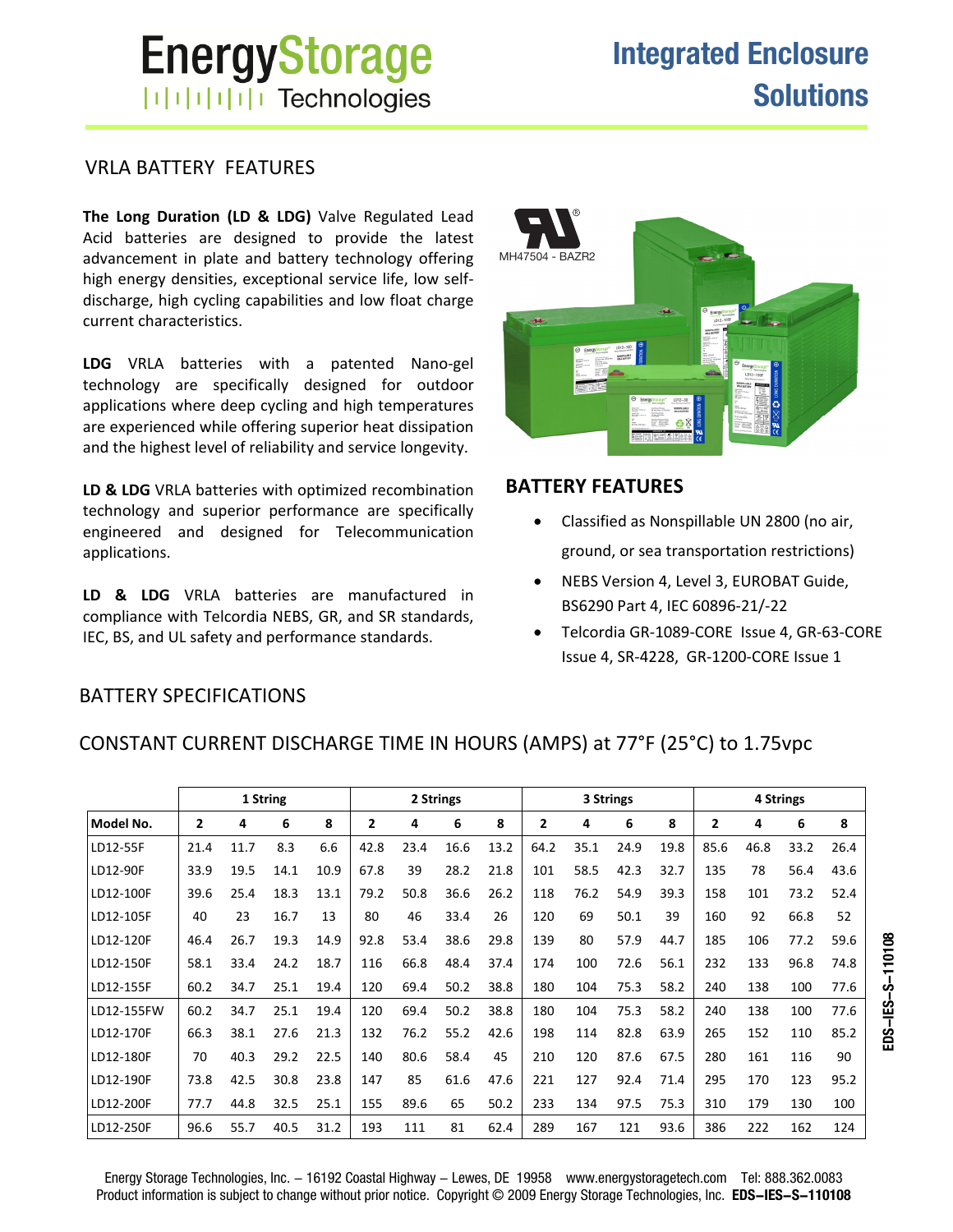# EnergyStorage Technologies

## Integrated Enclosure Solutions

## VRLA BATTERY FEATURES

**The Long Duration (LD & LDG)** Valve Regulated Lead Acid batteries are designed to provide the latest advancement in plate and battery technology offering high energy densities, exceptional service life, low self-discharge, high cycling capabilities and low float charge current characteristics.

**LDG** VRLA batteries with a patented Nano-gel technology are specifically designed for outdoor applications where deep cycling and high temperatures are experienced while offering superior heat dissipation and the highest level of reliability and service longevity.

**LD & LDG** VRLA batteries with optimized recombination technology and superior performance are specifically engineered and designed for Telecommunication applications.

**LD & LDG** VRLA batteries are manufactured in compliance with Telcordia NEBS, GR, and SR standards, IEC, BS, and UL safety and performance standards.

MH47504 - BAZR2

## BATTERY FEATURES

- Classified as Nonspillable UN 2800 (no air, ground, or sea transportation restrictions)
- NEBS Version 4, Level 3, EUROBAT Guide, BS6290 Part 4, IEC 60896-21/-22
- Telcordia GR-1089-CORE Issue 4, GR-63-CORE Issue 4, SR-4228, GR-1200-CORE Issue 1

## BATTERY SPECIFICATIONS

## CONSTANT CURRENT DISCHARGE TIME IN HOURS (AMPS) at 77°F (25°C) to 1.75vpc

| | 1 String | | | | 2 Strings | | | | 3 Strings | | | | 4 Strings | | | |
|---|---|---|---|---|---|---|---|---|---|---|---|---|---|---|---|---|
| **Model No.** | **2** | **4** | **6** | **8** | **2** | **4** | **6** | **8** | **2** | **4** | **6** | **8** | **2** | **4** | **6** | **8** |
| LD12-55F | 21.4 | 11.7 | 8.3 | 6.6 | 42.8 | 23.4 | 16.6 | 13.2 | 64.2 | 35.1 | 24.9 | 19.8 | 85.6 | 46.8 | 33.2 | 26.4 |
| LD12-90F | 33.9 | 19.5 | 14.1 | 10.9 | 67.8 | 39 | 28.2 | 21.8 | 101 | 58.5 | 42.3 | 32.7 | 135 | 78 | 56.4 | 43.6 |
| LD12-100F | 39.6 | 25.4 | 18.3 | 13.1 | 79.2 | 50.8 | 36.6 | 26.2 | 118 | 76.2 | 54.9 | 39.3 | 158 | 101 | 73.2 | 52.4 |
| LD12-105F | 40 | 23 | 16.7 | 13 | 80 | 46 | 33.4 | 26 | 120 | 69 | 50.1 | 39 | 160 | 92 | 66.8 | 52 |
| LD12-120F | 46.4 | 26.7 | 19.3 | 14.9 | 92.8 | 53.4 | 38.6 | 29.8 | 139 | 80 | 57.9 | 44.7 | 185 | 106 | 77.2 | 59.6 |
| LD12-150F | 58.1 | 33.4 | 24.2 | 18.7 | 116 | 66.8 | 48.4 | 37.4 | 174 | 100 | 72.6 | 56.1 | 232 | 133 | 96.8 | 74.8 |
| LD12-155F | 60.2 | 34.7 | 25.1 | 19.4 | 120 | 69.4 | 50.2 | 38.8 | 180 | 104 | 75.3 | 58.2 | 240 | 138 | 100 | 77.6 |
| LD12-155FW | 60.2 | 34.7 | 25.1 | 19.4 | 120 | 69.4 | 50.2 | 38.8 | 180 | 104 | 75.3 | 58.2 | 240 | 138 | 100 | 77.6 |
| LD12-170F | 66.3 | 38.1 | 27.6 | 21.3 | 132 | 76.2 | 55.2 | 42.6 | 198 | 114 | 82.8 | 63.9 | 265 | 152 | 110 | 85.2 |
| LD12-180F | 70 | 40.3 | 29.2 | 22.5 | 140 | 80.6 | 58.4 | 45 | 210 | 120 | 87.6 | 67.5 | 280 | 161 | 116 | 90 |
| LD12-190F | 73.8 | 42.5 | 30.8 | 23.8 | 147 | 85 | 61.6 | 47.6 | 221 | 127 | 92.4 | 71.4 | 295 | 170 | 123 | 95.2 |
| LD12-200F | 77.7 | 44.8 | 32.5 | 25.1 | 155 | 89.6 | 65 | 50.2 | 233 | 134 | 97.5 | 75.3 | 310 | 179 | 130 | 100 |
| LD12-250F | 96.6 | 55.7 | 40.5 | 31.2 | 193 | 111 | 81 | 62.4 | 289 | 167 | 121 | 93.6 | 386 | 222 | 162 | 124 |

Energy Storage Technologies, Inc. – 16192 Coastal Highway – Lewes, DE 19958 www.energystoragetech.com Tel: 888.362.0083
Product information is subject to change without prior notice. Copyright © 2009 Energy Storage Technologies, Inc. **EDS–IES–S–110108**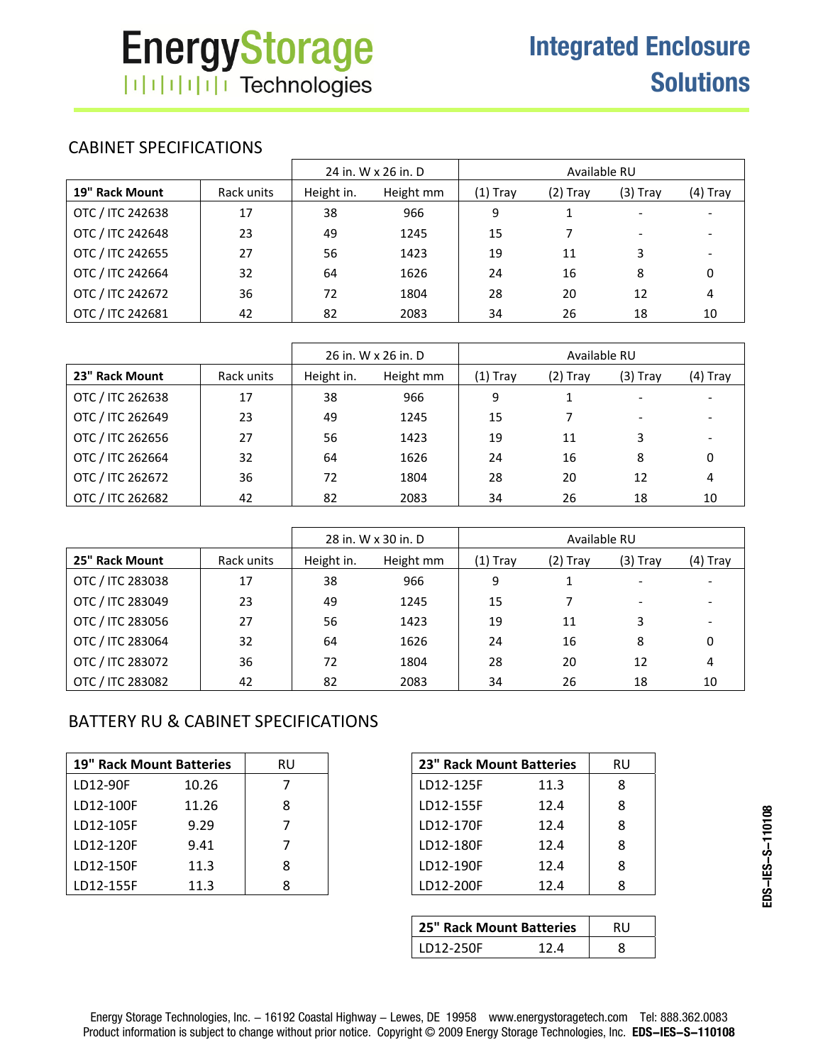EnergyStorage Technologies

# Integrated Enclosure Solutions

## CABINET SPECIFICATIONS

| | | 24 in. W x 26 in. D | | Available RU | | | |
|---|---|---|---|---|---|---|---|
| **19" Rack Mount** | Rack units | Height in. | Height mm | (1) Tray | (2) Tray | (3) Tray | (4) Tray |
| OTC / ITC 242638 | 17 | 38 | 966 | 9 | 1 | - | - |
| OTC / ITC 242648 | 23 | 49 | 1245 | 15 | 7 | - | - |
| OTC / ITC 242655 | 27 | 56 | 1423 | 19 | 11 | 3 | - |
| OTC / ITC 242664 | 32 | 64 | 1626 | 24 | 16 | 8 | 0 |
| OTC / ITC 242672 | 36 | 72 | 1804 | 28 | 20 | 12 | 4 |
| OTC / ITC 242681 | 42 | 82 | 2083 | 34 | 26 | 18 | 10 |

| | | 26 in. W x 26 in. D | | Available RU | | | |
|---|---|---|---|---|---|---|---|
| **23" Rack Mount** | Rack units | Height in. | Height mm | (1) Tray | (2) Tray | (3) Tray | (4) Tray |
| OTC / ITC 262638 | 17 | 38 | 966 | 9 | 1 | - | - |
| OTC / ITC 262649 | 23 | 49 | 1245 | 15 | 7 | - | - |
| OTC / ITC 262656 | 27 | 56 | 1423 | 19 | 11 | 3 | - |
| OTC / ITC 262664 | 32 | 64 | 1626 | 24 | 16 | 8 | 0 |
| OTC / ITC 262672 | 36 | 72 | 1804 | 28 | 20 | 12 | 4 |
| OTC / ITC 262682 | 42 | 82 | 2083 | 34 | 26 | 18 | 10 |

| | | 28 in. W x 30 in. D | | Available RU | | | |
|---|---|---|---|---|---|---|---|
| **25" Rack Mount** | Rack units | Height in. | Height mm | (1) Tray | (2) Tray | (3) Tray | (4) Tray |
| OTC / ITC 283038 | 17 | 38 | 966 | 9 | 1 | - | - |
| OTC / ITC 283049 | 23 | 49 | 1245 | 15 | 7 | - | - |
| OTC / ITC 283056 | 27 | 56 | 1423 | 19 | 11 | 3 | - |
| OTC / ITC 283064 | 32 | 64 | 1626 | 24 | 16 | 8 | 0 |
| OTC / ITC 283072 | 36 | 72 | 1804 | 28 | 20 | 12 | 4 |
| OTC / ITC 283082 | 42 | 82 | 2083 | 34 | 26 | 18 | 10 |

## BATTERY RU & CABINET SPECIFICATIONS

| **19" Rack Mount Batteries** | | RU |
|---|---|---|
| LD12-90F | 10.26 | 7 |
| LD12-100F | 11.26 | 8 |
| LD12-105F | 9.29 | 7 |
| LD12-120F | 9.41 | 7 |
| LD12-150F | 11.3 | 8 |
| LD12-155F | 11.3 | 8 |

| **23" Rack Mount Batteries** | | RU |
|---|---|---|
| LD12-125F | 11.3 | 8 |
| LD12-155F | 12.4 | 8 |
| LD12-170F | 12.4 | 8 |
| LD12-180F | 12.4 | 8 |
| LD12-190F | 12.4 | 8 |
| LD12-200F | 12.4 | 8 |

| **25" Rack Mount Batteries** | | RU |
|---|---|---|
| LD12-250F | 12.4 | 8 |

EDS–IES–S–110108

Energy Storage Technologies, Inc. – 16192 Coastal Highway – Lewes, DE 19958 www.energystoragetech.com Tel: 888.362.0083
Product information is subject to change without prior notice. Copyright © 2009 Energy Storage Technologies, Inc. **EDS–IES–S–110108**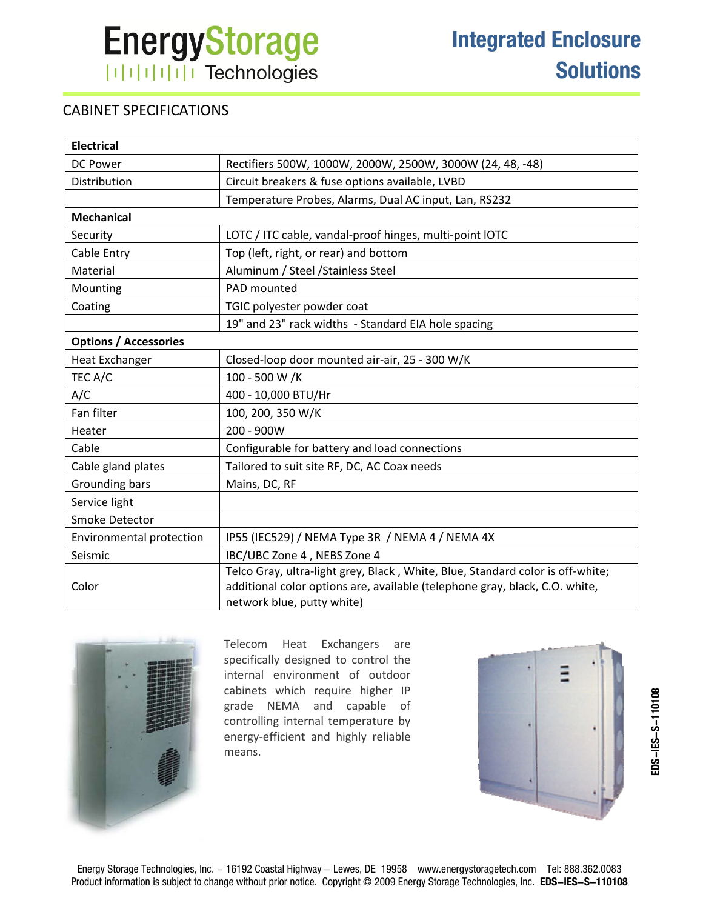# EnergyStorage Technologies

## Integrated Enclosure Solutions

CABINET SPECIFICATIONS

| | |
|---|---|
| **Electrical** | |
| DC Power | Rectifiers 500W, 1000W, 2000W, 2500W, 3000W (24, 48, -48) |
| Distribution | Circuit breakers & fuse options available, LVBD |
| | Temperature Probes, Alarms, Dual AC input, Lan, RS232 |
| **Mechanical** | |
| Security | LOTC / ITC cable, vandal-proof hinges, multi-point IOTC |
| Cable Entry | Top (left, right, or rear) and bottom |
| Material | Aluminum / Steel /Stainless Steel |
| Mounting | PAD mounted |
| Coating | TGIC polyester powder coat |
| | 19" and 23" rack widths - Standard EIA hole spacing |
| **Options / Accessories** | |
| Heat Exchanger | Closed-loop door mounted air-air, 25 - 300 W/K |
| TEC A/C | 100 - 500 W /K |
| A/C | 400 - 10,000 BTU/Hr |
| Fan filter | 100, 200, 350 W/K |
| Heater | 200 - 900W |
| Cable | Configurable for battery and load connections |
| Cable gland plates | Tailored to suit site RF, DC, AC Coax needs |
| Grounding bars | Mains, DC, RF |
| Service light | |
| Smoke Detector | |
| Environmental protection | IP55 (IEC529) / NEMA Type 3R / NEMA 4 / NEMA 4X |
| Seismic | IBC/UBC Zone 4 , NEBS Zone 4 |
| Color | Telco Gray, ultra-light grey, Black , White, Blue, Standard color is off-white; additional color options are, available (telephone gray, black, C.O. white, network blue, putty white) |

Telecom Heat Exchangers are specifically designed to control the internal environment of outdoor cabinets which require higher IP grade NEMA and capable of controlling internal temperature by energy-efficient and highly reliable means.

EDS–IES–S–110108

Energy Storage Technologies, Inc. – 16192 Coastal Highway – Lewes, DE 19958 www.energystoragetech.com Tel: 888.362.0083
Product information is subject to change without prior notice. Copyright © 2009 Energy Storage Technologies, Inc. **EDS–IES–S–110108**